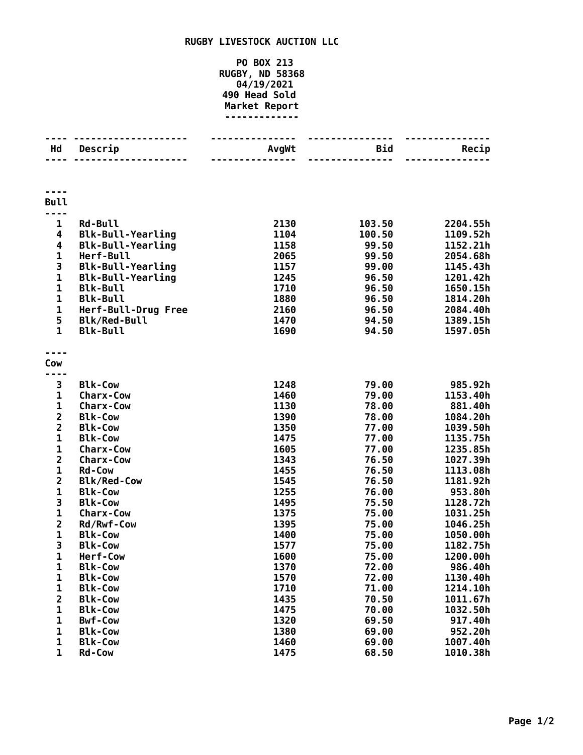# RUGBY LIVESTOCK AUCTION LLC

PO BOX 213
RUGBY, ND 58368
04/19/2021
490 Head Sold
Market Report

| Hd | Descrip | AvgWt | Bid | Recip |
|---|---|---|---|---|
| **Bull** | | | | |
| 1 | Rd-Bull | 2130 | 103.50 | 2204.55h |
| 4 | Blk-Bull-Yearling | 1104 | 100.50 | 1109.52h |
| 4 | Blk-Bull-Yearling | 1158 | 99.50 | 1152.21h |
| 1 | Herf-Bull | 2065 | 99.50 | 2054.68h |
| 3 | Blk-Bull-Yearling | 1157 | 99.00 | 1145.43h |
| 1 | Blk-Bull-Yearling | 1245 | 96.50 | 1201.42h |
| 1 | Blk-Bull | 1710 | 96.50 | 1650.15h |
| 1 | Blk-Bull | 1880 | 96.50 | 1814.20h |
| 1 | Herf-Bull-Drug Free | 2160 | 96.50 | 2084.40h |
| 5 | Blk/Red-Bull | 1470 | 94.50 | 1389.15h |
| 1 | Blk-Bull | 1690 | 94.50 | 1597.05h |
| **Cow** | | | | |
| 3 | Blk-Cow | 1248 | 79.00 | 985.92h |
| 1 | Charx-Cow | 1460 | 79.00 | 1153.40h |
| 1 | Charx-Cow | 1130 | 78.00 | 881.40h |
| 2 | Blk-Cow | 1390 | 78.00 | 1084.20h |
| 2 | Blk-Cow | 1350 | 77.00 | 1039.50h |
| 1 | Blk-Cow | 1475 | 77.00 | 1135.75h |
| 1 | Charx-Cow | 1605 | 77.00 | 1235.85h |
| 2 | Charx-Cow | 1343 | 76.50 | 1027.39h |
| 1 | Rd-Cow | 1455 | 76.50 | 1113.08h |
| 2 | Blk/Red-Cow | 1545 | 76.50 | 1181.92h |
| 1 | Blk-Cow | 1255 | 76.00 | 953.80h |
| 3 | Blk-Cow | 1495 | 75.50 | 1128.72h |
| 1 | Charx-Cow | 1375 | 75.00 | 1031.25h |
| 2 | Rd/Rwf-Cow | 1395 | 75.00 | 1046.25h |
| 1 | Blk-Cow | 1400 | 75.00 | 1050.00h |
| 3 | Blk-Cow | 1577 | 75.00 | 1182.75h |
| 1 | Herf-Cow | 1600 | 75.00 | 1200.00h |
| 1 | Blk-Cow | 1370 | 72.00 | 986.40h |
| 1 | Blk-Cow | 1570 | 72.00 | 1130.40h |
| 1 | Blk-Cow | 1710 | 71.00 | 1214.10h |
| 2 | Blk-Cow | 1435 | 70.50 | 1011.67h |
| 1 | Blk-Cow | 1475 | 70.00 | 1032.50h |
| 1 | Bwf-Cow | 1320 | 69.50 | 917.40h |
| 1 | Blk-Cow | 1380 | 69.00 | 952.20h |
| 1 | Blk-Cow | 1460 | 69.00 | 1007.40h |
| 1 | Rd-Cow | 1475 | 68.50 | 1010.38h |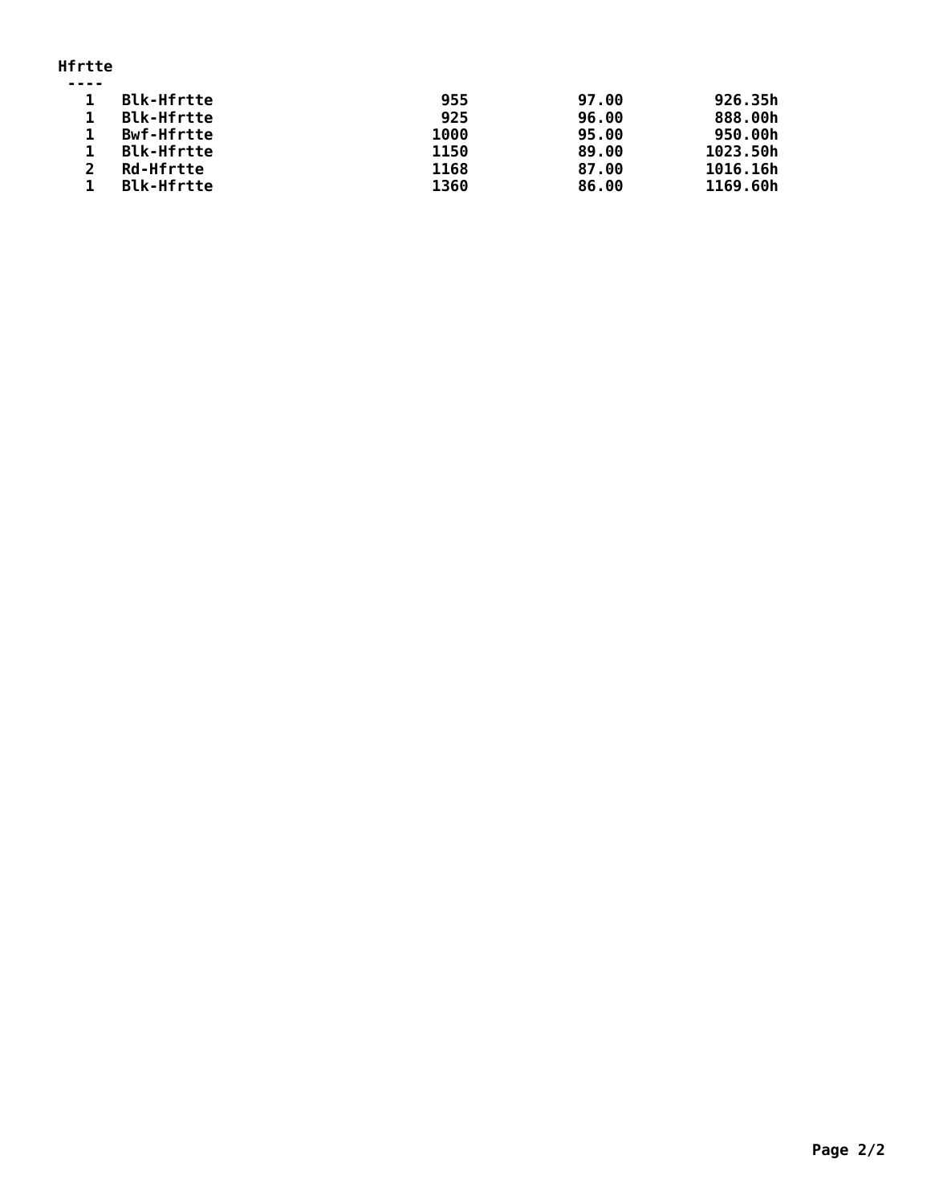**Hfrtte**

| | | | | |
|---|---|---|---|---|
| 1 | Blk-Hfrtte | 955 | 97.00 | 926.35h |
| 1 | Blk-Hfrtte | 925 | 96.00 | 888.00h |
| 1 | Bwf-Hfrtte | 1000 | 95.00 | 950.00h |
| 1 | Blk-Hfrtte | 1150 | 89.00 | 1023.50h |
| 2 | Rd-Hfrtte | 1168 | 87.00 | 1016.16h |
| 1 | Blk-Hfrtte | 1360 | 86.00 | 1169.60h |